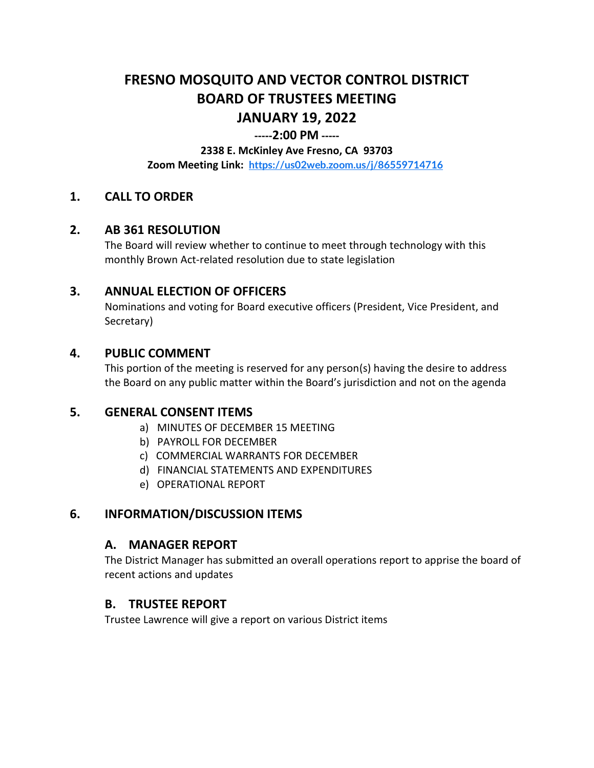# FRESNO MOSQUITO AND VECTOR CONTROL DISTRICT
# BOARD OF TRUSTEES MEETING
# JANUARY 19, 2022

**-----2:00 PM -----**

**2338 E. McKinley Ave Fresno, CA 93703**

**Zoom Meeting Link: https://us02web.zoom.us/j/86559714716**

## 1. CALL TO ORDER

## 2. AB 361 RESOLUTION

The Board will review whether to continue to meet through technology with this monthly Brown Act-related resolution due to state legislation

## 3. ANNUAL ELECTION OF OFFICERS

Nominations and voting for Board executive officers (President, Vice President, and Secretary)

## 4. PUBLIC COMMENT

This portion of the meeting is reserved for any person(s) having the desire to address the Board on any public matter within the Board's jurisdiction and not on the agenda

## 5. GENERAL CONSENT ITEMS

a) MINUTES OF DECEMBER 15 MEETING
b) PAYROLL FOR DECEMBER
c) COMMERCIAL WARRANTS FOR DECEMBER
d) FINANCIAL STATEMENTS AND EXPENDITURES
e) OPERATIONAL REPORT

## 6. INFORMATION/DISCUSSION ITEMS

### A. MANAGER REPORT

The District Manager has submitted an overall operations report to apprise the board of recent actions and updates

### B. TRUSTEE REPORT

Trustee Lawrence will give a report on various District items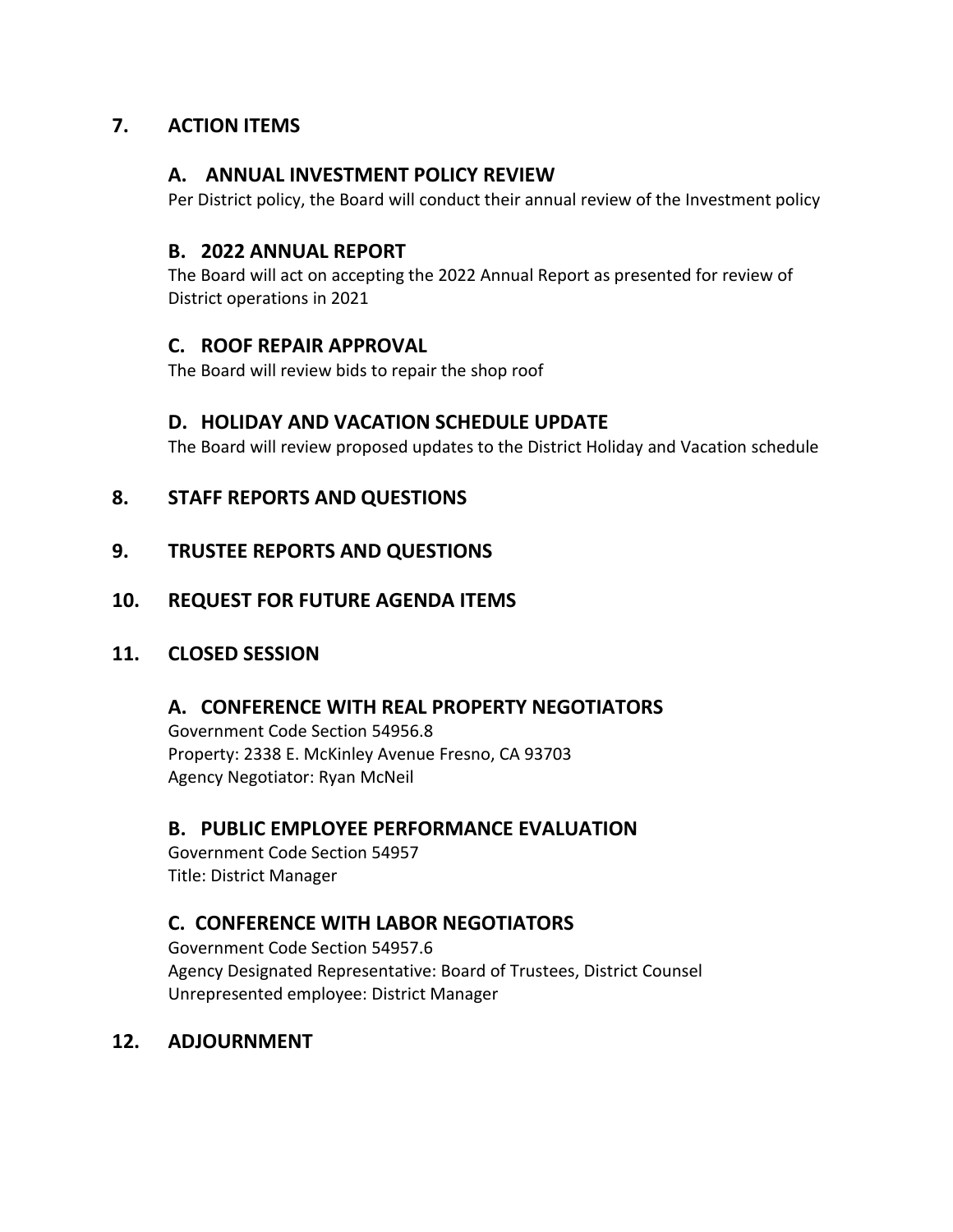## 7. ACTION ITEMS

### A. ANNUAL INVESTMENT POLICY REVIEW

Per District policy, the Board will conduct their annual review of the Investment policy

### B. 2022 ANNUAL REPORT

The Board will act on accepting the 2022 Annual Report as presented for review of District operations in 2021

### C. ROOF REPAIR APPROVAL

The Board will review bids to repair the shop roof

### D. HOLIDAY AND VACATION SCHEDULE UPDATE

The Board will review proposed updates to the District Holiday and Vacation schedule

## 8. STAFF REPORTS AND QUESTIONS

## 9. TRUSTEE REPORTS AND QUESTIONS

## 10. REQUEST FOR FUTURE AGENDA ITEMS

## 11. CLOSED SESSION

### A. CONFERENCE WITH REAL PROPERTY NEGOTIATORS

Government Code Section 54956.8
Property: 2338 E. McKinley Avenue Fresno, CA 93703
Agency Negotiator: Ryan McNeil

### B. PUBLIC EMPLOYEE PERFORMANCE EVALUATION

Government Code Section 54957
Title: District Manager

### C. CONFERENCE WITH LABOR NEGOTIATORS

Government Code Section 54957.6
Agency Designated Representative: Board of Trustees, District Counsel
Unrepresented employee: District Manager

## 12. ADJOURNMENT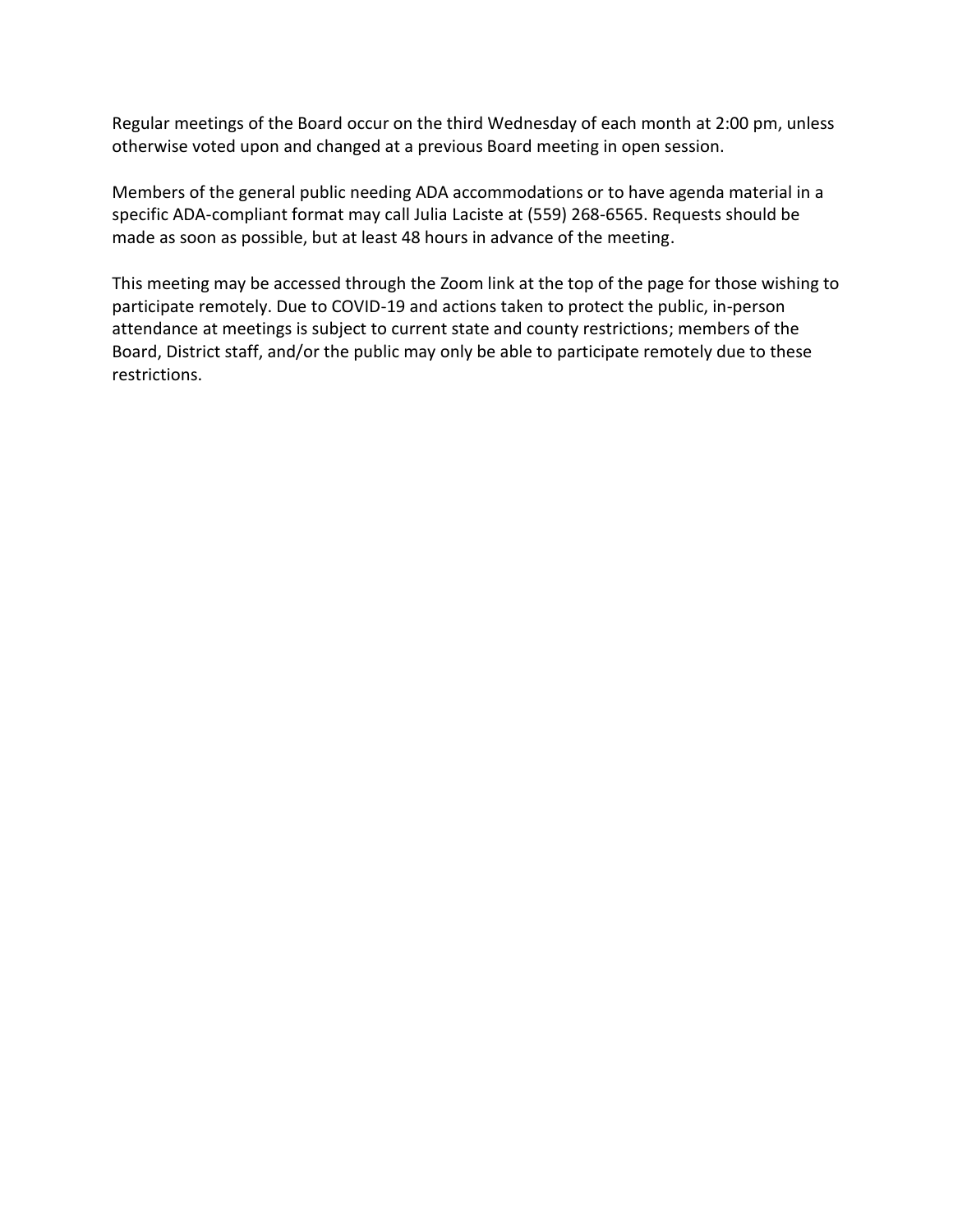Regular meetings of the Board occur on the third Wednesday of each month at 2:00 pm, unless otherwise voted upon and changed at a previous Board meeting in open session.

Members of the general public needing ADA accommodations or to have agenda material in a specific ADA-compliant format may call Julia Laciste at (559) 268-6565. Requests should be made as soon as possible, but at least 48 hours in advance of the meeting.

This meeting may be accessed through the Zoom link at the top of the page for those wishing to participate remotely. Due to COVID-19 and actions taken to protect the public, in-person attendance at meetings is subject to current state and county restrictions; members of the Board, District staff, and/or the public may only be able to participate remotely due to these restrictions.